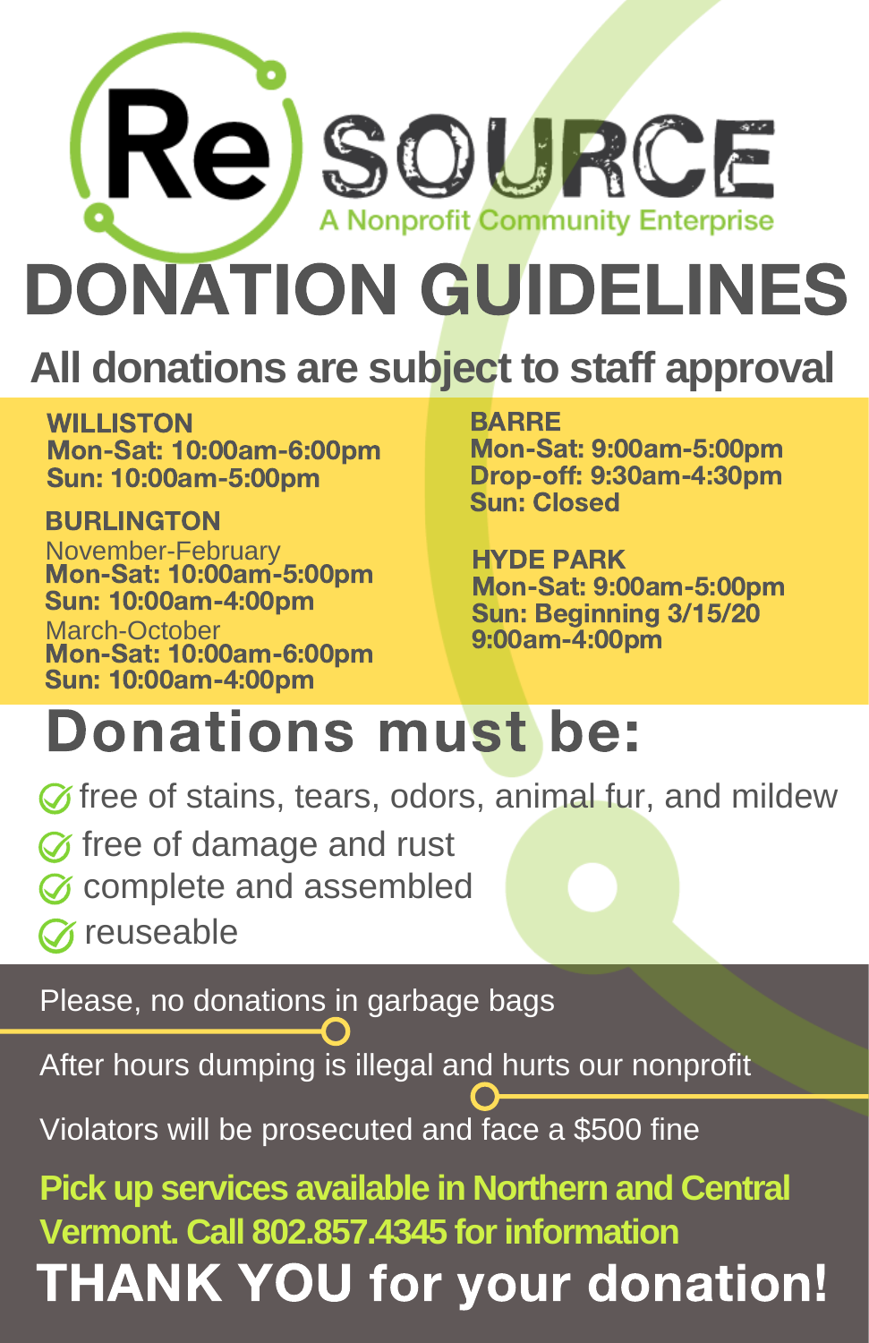# ReSOURCE

A Nonprofit Community Enterprise

# DONATION GUIDELINES

## All donations are subject to staff approval

**WILLISTON**
**Mon-Sat: 10:00am-6:00pm**
**Sun: 10:00am-5:00pm**

**BURLINGTON**
November-February
**Mon-Sat: 10:00am-5:00pm**
**Sun: 10:00am-4:00pm**
March-October
**Mon-Sat: 10:00am-6:00pm**
**Sun: 10:00am-4:00pm**

**BARRE**
**Mon-Sat: 9:00am-5:00pm**
**Drop-off: 9:30am-4:30pm**
**Sun: Closed**

**HYDE PARK**
**Mon-Sat: 9:00am-5:00pm**
**Sun: Beginning 3/15/20**
**9:00am-4:00pm**

## Donations must be:

- free of stains, tears, odors, animal fur, and mildew
- free of damage and rust
- complete and assembled
- reuseable

Please, no donations in garbage bags

After hours dumping is illegal and hurts our nonprofit

Violators will be prosecuted and face a $500 fine

**Pick up services available in Northern and Central Vermont. Call 802.857.4345 for information**

**THANK YOU for your donation!**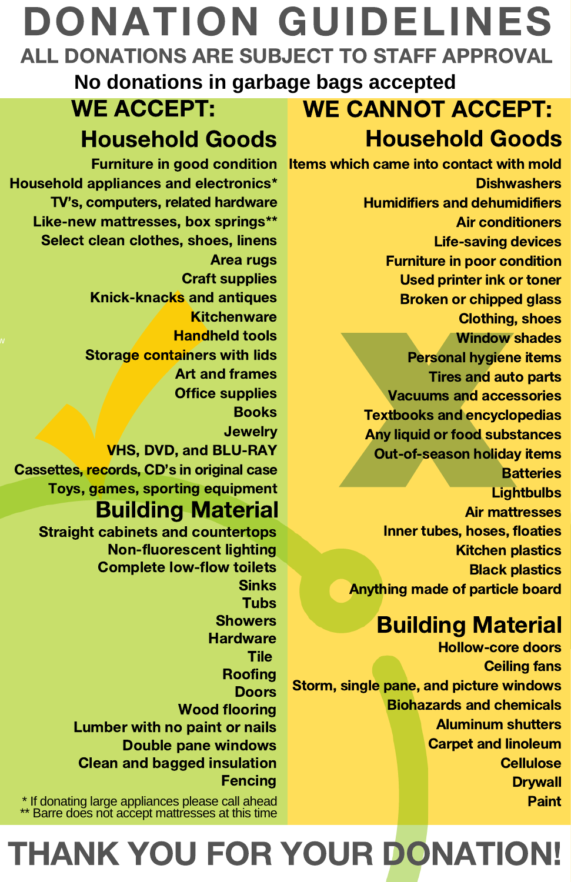# DONATION GUIDELINES

**ALL DONATIONS ARE SUBJECT TO STAFF APPROVAL**

**No donations in garbage bags accepted**

## WE ACCEPT:

### Household Goods

- Furniture in good condition
- Household appliances and electronics*
- TV's, computers, related hardware
- Like-new mattresses, box springs**
- Select clean clothes, shoes, linens
- Area rugs
- Craft supplies
- Knick-knacks and antiques
- Kitchenware
- Handheld tools
- Storage containers with lids
- Art and frames
- Office supplies
- Books
- Jewelry
- VHS, DVD, and BLU-RAY
- Cassettes, records, CD's in original case
- Toys, games, sporting equipment

### Building Material

- Straight cabinets and countertops
- Non-fluorescent lighting
- Complete low-flow toilets
- Sinks
- Tubs
- Showers
- Hardware
- Tile
- Roofing
- Doors
- Wood flooring
- Lumber with no paint or nails
- Double pane windows
- Clean and bagged insulation
- Fencing

\* If donating large appliances please call ahead
\*\* Barre does not accept mattresses at this time

## WE CANNOT ACCEPT:

### Household Goods

- Items which came into contact with mold
- Dishwashers
- Humidifiers and dehumidifiers
- Air conditioners
- Life-saving devices
- Furniture in poor condition
- Used printer ink or toner
- Broken or chipped glass
- Clothing, shoes
- Window shades
- Personal hygiene items
- Tires and auto parts
- Vacuums and accessories
- Textbooks and encyclopedias
- Any liquid or food substances
- Out-of-season holiday items
- Batteries
- Lightbulbs
- Air mattresses
- Inner tubes, hoses, floaties
- Kitchen plastics
- Black plastics
- Anything made of particle board

### Building Material

- Hollow-core doors
- Ceiling fans
- Storm, single pane, and picture windows
- Biohazards and chemicals
- Aluminum shutters
- Carpet and linoleum
- Cellulose
- Drywall
- Paint

# THANK YOU FOR YOUR DONATION!